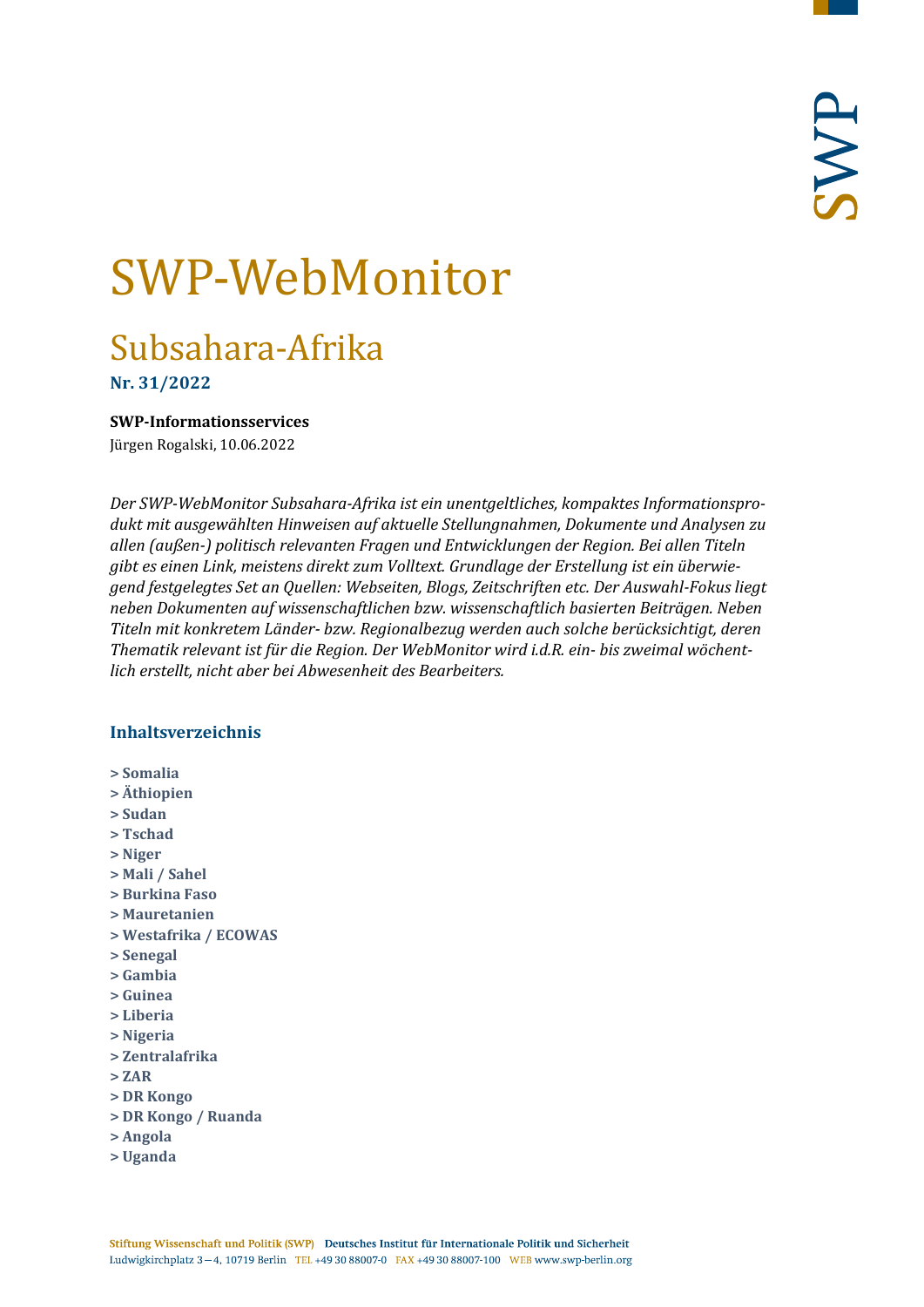# SWP-WebMonitor

## Subsahara-Afrika

**Nr. 31/2022**

**SWP-Informationsservices**

Jürgen Rogalski, 10.06.2022

*Der SWP-WebMonitor Subsahara-Afrika ist ein unentgeltliches, kompaktes Informationsprodukt mit ausgewählten Hinweisen auf aktuelle Stellungnahmen, Dokumente und Analysen zu allen (außen-) politisch relevanten Fragen und Entwicklungen der Region. Bei allen Titeln gibt es einen Link, meistens direkt zum Volltext. Grundlage der Erstellung ist ein überwiegend festgelegtes Set an Quellen: Webseiten, Blogs, Zeitschriften etc. Der Auswahl-Fokus liegt neben Dokumenten auf wissenschaftlichen bzw. wissenschaftlich basierten Beiträgen. Neben Titeln mit konkretem Länder- bzw. Regionalbezug werden auch solche berücksichtigt, deren Thematik relevant ist für die Region. Der WebMonitor wird i.d.R. ein- bis zweimal wöchentlich erstellt, nicht aber bei Abwesenheit des Bearbeiters.*

### Inhaltsverzeichnis

**> Somalia**
**> Äthiopien**
**> Sudan**
**> Tschad**
**> Niger**
**> Mali / Sahel**
**> Burkina Faso**
**> Mauretanien**
**> Westafrika / ECOWAS**
**> Senegal**
**> Gambia**
**> Guinea**
**> Liberia**
**> Nigeria**
**> Zentralafrika**
**> ZAR**
**> DR Kongo**
**> DR Kongo / Ruanda**
**> Angola**
**> Uganda**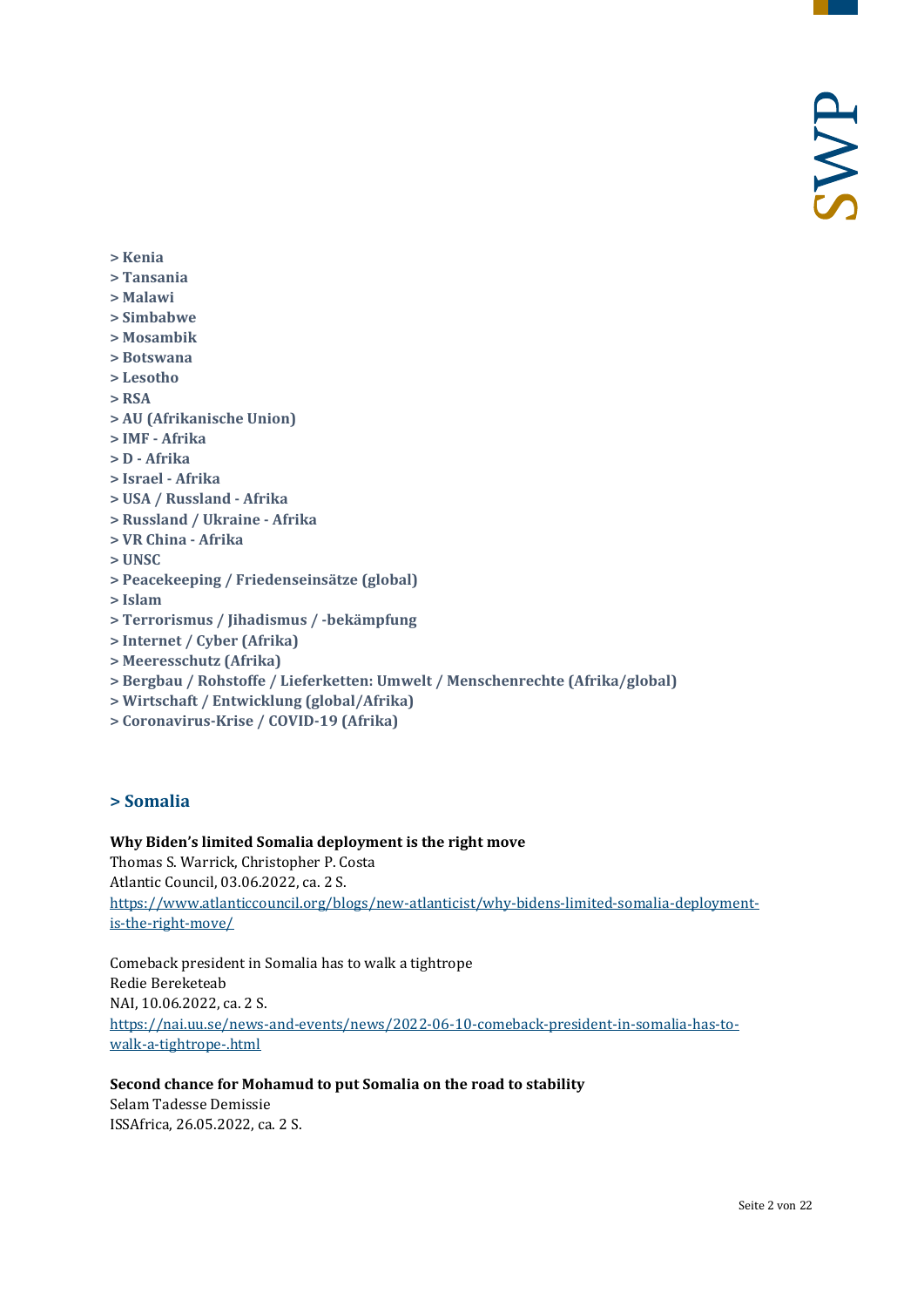**> Kenia**
**> Tansania**
**> Malawi**
**> Simbabwe**
**> Mosambik**
**> Botswana**
**> Lesotho**
**> RSA**
**> AU (Afrikanische Union)**
**> IMF - Afrika**
**> D - Afrika**
**> Israel - Afrika**
**> USA / Russland - Afrika**
**> Russland / Ukraine - Afrika**
**> VR China - Afrika**
**> UNSC**
**> Peacekeeping / Friedenseinsätze (global)**
**> Islam**
**> Terrorismus / Jihadismus / -bekämpfung**
**> Internet / Cyber (Afrika)**
**> Meeresschutz (Afrika)**
**> Bergbau / Rohstoffe / Lieferketten: Umwelt / Menschenrechte (Afrika/global)**
**> Wirtschaft / Entwicklung (global/Afrika)**
**> Coronavirus-Krise / COVID-19 (Afrika)**

## > Somalia

**Why Biden's limited Somalia deployment is the right move**
Thomas S. Warrick, Christopher P. Costa
Atlantic Council, 03.06.2022, ca. 2 S.
https://www.atlanticcouncil.org/blogs/new-atlanticist/why-bidens-limited-somalia-deployment-is-the-right-move/

Comeback president in Somalia has to walk a tightrope
Redie Bereketeab
NAI, 10.06.2022, ca. 2 S.
https://nai.uu.se/news-and-events/news/2022-06-10-comeback-president-in-somalia-has-to-walk-a-tightrope-.html

**Second chance for Mohamud to put Somalia on the road to stability**
Selam Tadesse Demissie
ISSAfrica, 26.05.2022, ca. 2 S.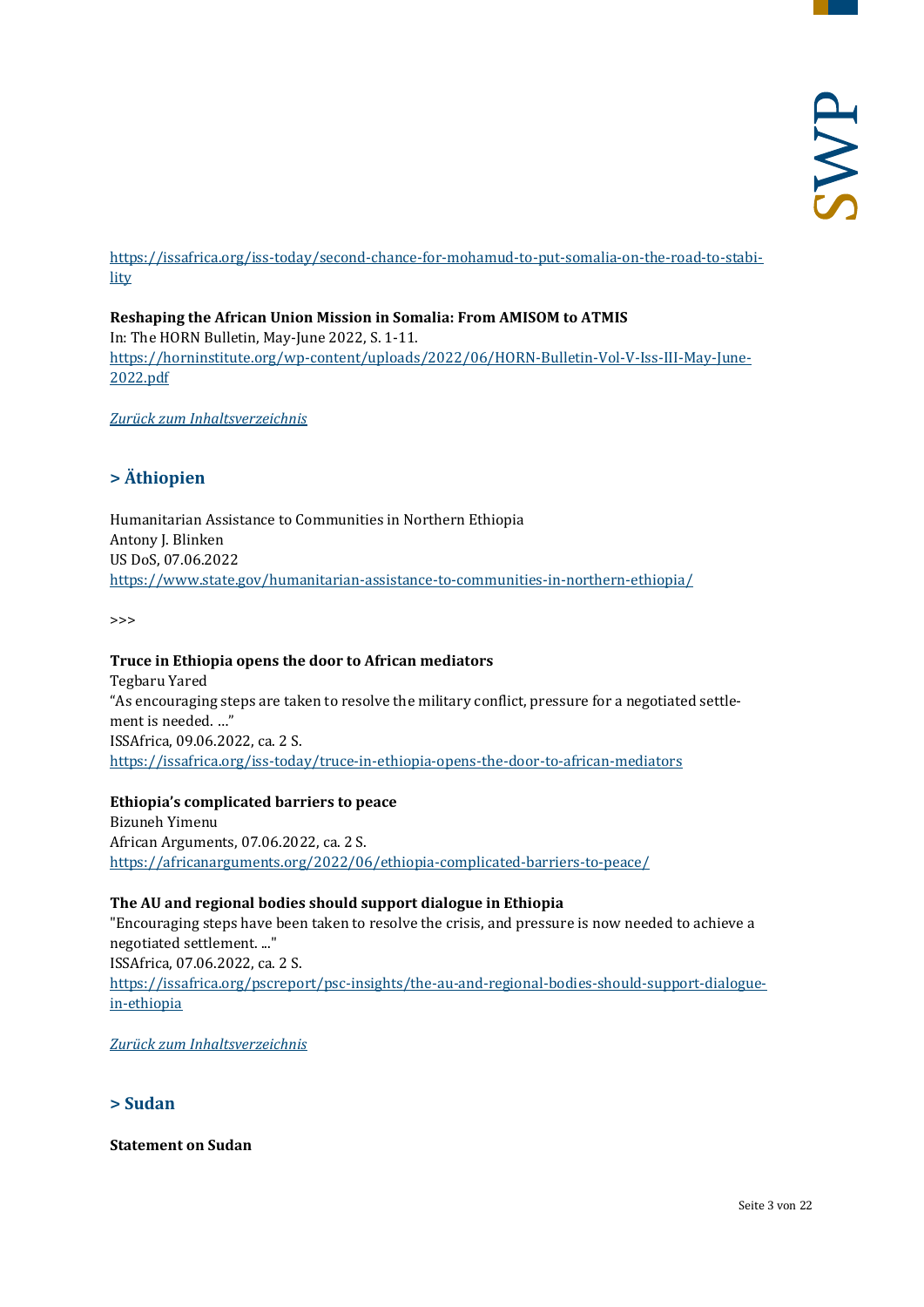https://issafrica.org/iss-today/second-chance-for-mohamud-to-put-somalia-on-the-road-to-stability

**Reshaping the African Union Mission in Somalia: From AMISOM to ATMIS**
In: The HORN Bulletin, May-June 2022, S. 1-11.
https://horninstitute.org/wp-content/uploads/2022/06/HORN-Bulletin-Vol-V-Iss-III-May-June-2022.pdf

*Zurück zum Inhaltsverzeichnis*

## > Äthiopien

Humanitarian Assistance to Communities in Northern Ethiopia
Antony J. Blinken
US DoS, 07.06.2022
https://www.state.gov/humanitarian-assistance-to-communities-in-northern-ethiopia/

>>>

**Truce in Ethiopia opens the door to African mediators**
Tegbaru Yared
"As encouraging steps are taken to resolve the military conflict, pressure for a negotiated settlement is needed. ..."
ISSAfrica, 09.06.2022, ca. 2 S.
https://issafrica.org/iss-today/truce-in-ethiopia-opens-the-door-to-african-mediators

**Ethiopia's complicated barriers to peace**
Bizuneh Yimenu
African Arguments, 07.06.2022, ca. 2 S.
https://africanarguments.org/2022/06/ethiopia-complicated-barriers-to-peace/

**The AU and regional bodies should support dialogue in Ethiopia**
"Encouraging steps have been taken to resolve the crisis, and pressure is now needed to achieve a negotiated settlement. ..."
ISSAfrica, 07.06.2022, ca. 2 S.
https://issafrica.org/pscreport/psc-insights/the-au-and-regional-bodies-should-support-dialogue-in-ethiopia

*Zurück zum Inhaltsverzeichnis*

## > Sudan

**Statement on Sudan**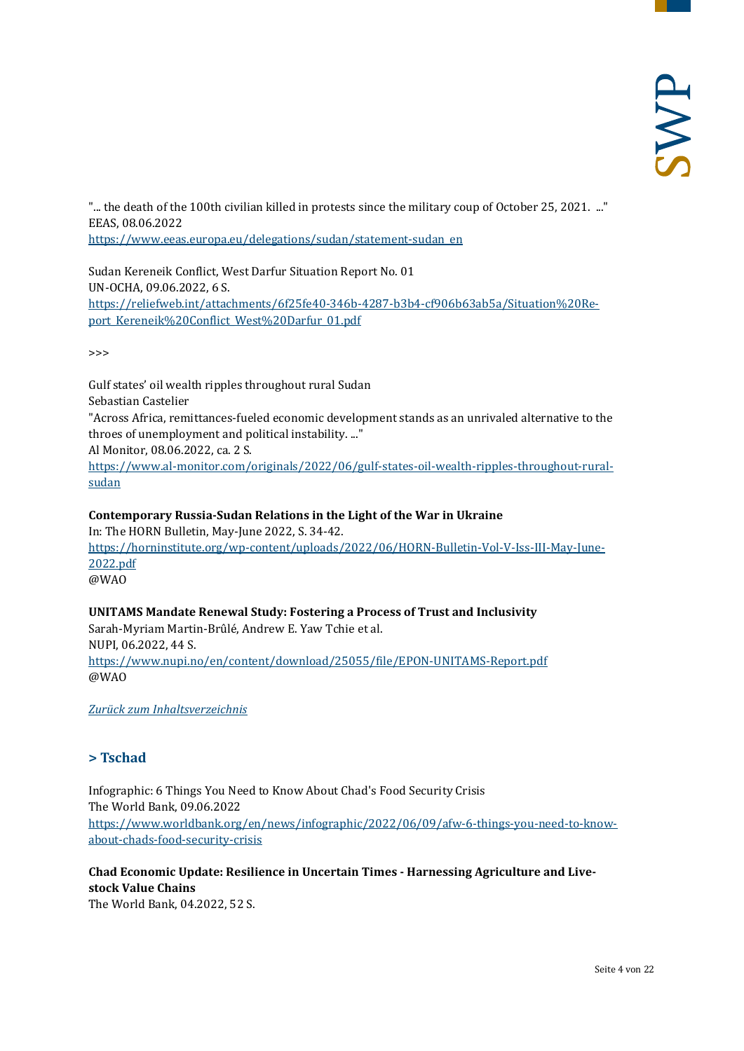"... the death of the 100th civilian killed in protests since the military coup of October 25, 2021. ..."
EEAS, 08.06.2022
https://www.eeas.europa.eu/delegations/sudan/statement-sudan_en

Sudan Kereneik Conflict, West Darfur Situation Report No. 01
UN-OCHA, 09.06.2022, 6 S.
https://reliefweb.int/attachments/6f25fe40-346b-4287-b3b4-cf906b63ab5a/Situation%20Report_Kereneik%20Conflict_West%20Darfur_01.pdf

>>>

Gulf states' oil wealth ripples throughout rural Sudan
Sebastian Castelier
"Across Africa, remittances-fueled economic development stands as an unrivaled alternative to the throes of unemployment and political instability. ..."
Al Monitor, 08.06.2022, ca. 2 S.
https://www.al-monitor.com/originals/2022/06/gulf-states-oil-wealth-ripples-throughout-rural-sudan

**Contemporary Russia-Sudan Relations in the Light of the War in Ukraine**
In: The HORN Bulletin, May-June 2022, S. 34-42.
https://horninstitute.org/wp-content/uploads/2022/06/HORN-Bulletin-Vol-V-Iss-III-May-June-2022.pdf
@WAO

**UNITAMS Mandate Renewal Study: Fostering a Process of Trust and Inclusivity**
Sarah-Myriam Martin-Brûlé, Andrew E. Yaw Tchie et al.
NUPI, 06.2022, 44 S.
https://www.nupi.no/en/content/download/25055/file/EPON-UNITAMS-Report.pdf
@WAO

*Zurück zum Inhaltsverzeichnis*

## > Tschad

Infographic: 6 Things You Need to Know About Chad's Food Security Crisis
The World Bank, 09.06.2022
https://www.worldbank.org/en/news/infographic/2022/06/09/afw-6-things-you-need-to-know-about-chads-food-security-crisis

**Chad Economic Update: Resilience in Uncertain Times - Harnessing Agriculture and Livestock Value Chains**
The World Bank, 04.2022, 52 S.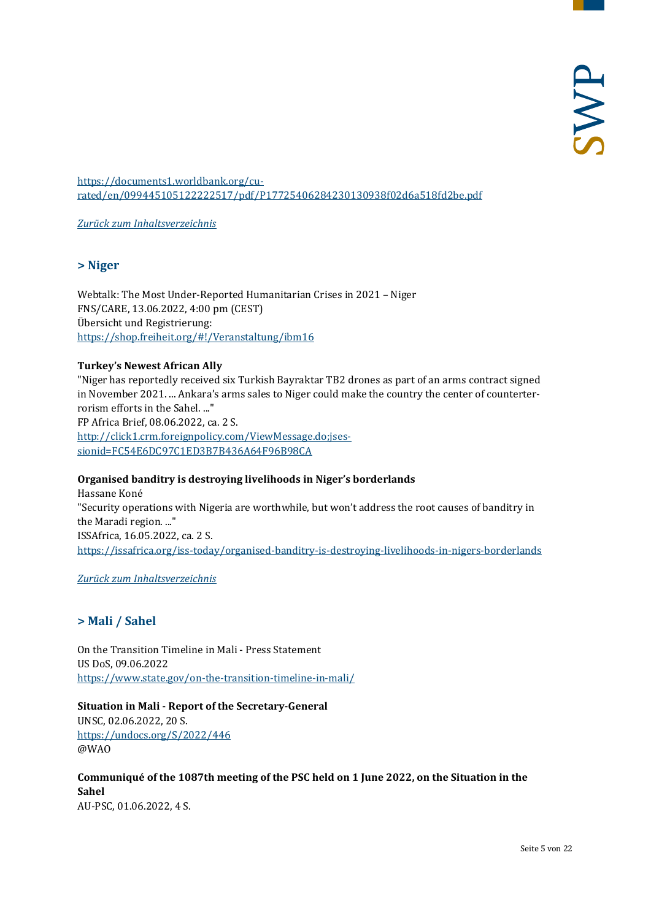https://documents1.worldbank.org/curated/en/099445105122222517/pdf/P17725406284230130938f02d6a518fd2be.pdf

*Zurück zum Inhaltsverzeichnis*

## > Niger

Webtalk: The Most Under-Reported Humanitarian Crises in 2021 – Niger
FNS/CARE, 13.06.2022, 4:00 pm (CEST)
Übersicht und Registrierung:
https://shop.freiheit.org/#!/Veranstaltung/ibm16

**Turkey's Newest African Ally**
"Niger has reportedly received six Turkish Bayraktar TB2 drones as part of an arms contract signed in November 2021. ... Ankara's arms sales to Niger could make the country the center of counterterrorism efforts in the Sahel. ..."
FP Africa Brief, 08.06.2022, ca. 2 S.
http://click1.crm.foreignpolicy.com/ViewMessage.do;jsessionid=FC54E6DC97C1ED3B7B436A64F96B98CA

**Organised banditry is destroying livelihoods in Niger's borderlands**
Hassane Koné
"Security operations with Nigeria are worthwhile, but won't address the root causes of banditry in the Maradi region. ..."
ISSAfrica, 16.05.2022, ca. 2 S.
https://issafrica.org/iss-today/organised-banditry-is-destroying-livelihoods-in-nigers-borderlands

*Zurück zum Inhaltsverzeichnis*

## > Mali / Sahel

On the Transition Timeline in Mali - Press Statement
US DoS, 09.06.2022
https://www.state.gov/on-the-transition-timeline-in-mali/

**Situation in Mali - Report of the Secretary-General**
UNSC, 02.06.2022, 20 S.
https://undocs.org/S/2022/446
@WAO

**Communiqué of the 1087th meeting of the PSC held on 1 June 2022, on the Situation in the Sahel**
AU-PSC, 01.06.2022, 4 S.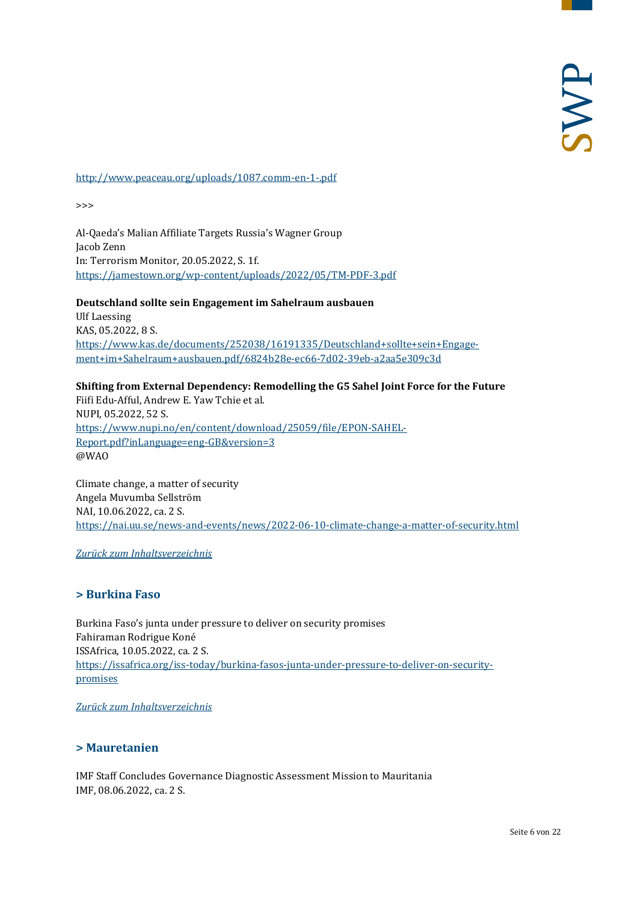http://www.peaceau.org/uploads/1087.comm-en-1-.pdf

>>>

Al-Qaeda’s Malian Affiliate Targets Russia’s Wagner Group
Jacob Zenn
In: Terrorism Monitor, 20.05.2022, S. 1f.
https://jamestown.org/wp-content/uploads/2022/05/TM-PDF-3.pdf

**Deutschland sollte sein Engagement im Sahelraum ausbauen**
Ulf Laessing
KAS, 05.2022, 8 S.
https://www.kas.de/documents/252038/16191335/Deutschland+sollte+sein+Engagement+im+Sahelraum+ausbauen.pdf/6824b28e-ec66-7d02-39eb-a2aa5e309c3d

**Shifting from External Dependency: Remodelling the G5 Sahel Joint Force for the Future**
Fiifi Edu-Afful, Andrew E. Yaw Tchie et al.
NUPI, 05.2022, 52 S.
https://www.nupi.no/en/content/download/25059/file/EPON-SAHEL-Report.pdf?inLanguage=eng-GB&version=3
@WAO

Climate change, a matter of security
Angela Muvumba Sellström
NAI, 10.06.2022, ca. 2 S.
https://nai.uu.se/news-and-events/news/2022-06-10-climate-change-a-matter-of-security.html

*Zurück zum Inhaltsverzeichnis*

## > Burkina Faso

Burkina Faso’s junta under pressure to deliver on security promises
Fahiraman Rodrigue Koné
ISSAfrica, 10.05.2022, ca. 2 S.
https://issafrica.org/iss-today/burkina-fasos-junta-under-pressure-to-deliver-on-security-promises

*Zurück zum Inhaltsverzeichnis*

## > Mauretanien

IMF Staff Concludes Governance Diagnostic Assessment Mission to Mauritania
IMF, 08.06.2022, ca. 2 S.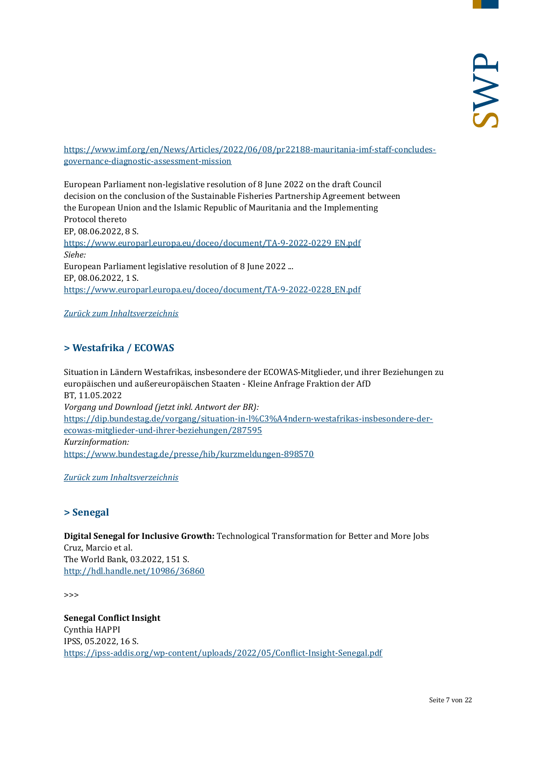https://www.imf.org/en/News/Articles/2022/06/08/pr22188-mauritania-imf-staff-concludes-governance-diagnostic-assessment-mission

European Parliament non-legislative resolution of 8 June 2022 on the draft Council decision on the conclusion of the Sustainable Fisheries Partnership Agreement between the European Union and the Islamic Republic of Mauritania and the Implementing Protocol thereto
EP, 08.06.2022, 8 S.
https://www.europarl.europa.eu/doceo/document/TA-9-2022-0229_EN.pdf
*Siehe:*
European Parliament legislative resolution of 8 June 2022 ...
EP, 08.06.2022, 1 S.
https://www.europarl.europa.eu/doceo/document/TA-9-2022-0228_EN.pdf

*Zurück zum Inhaltsverzeichnis*

## > Westafrika / ECOWAS

Situation in Ländern Westafrikas, insbesondere der ECOWAS-Mitglieder, und ihrer Beziehungen zu europäischen und außereuropäischen Staaten - Kleine Anfrage Fraktion der AfD
BT, 11.05.2022
*Vorgang und Download (jetzt inkl. Antwort der BR):*
https://dip.bundestag.de/vorgang/situation-in-l%C3%A4ndern-westafrikas-insbesondere-der-ecowas-mitglieder-und-ihrer-beziehungen/287595
*Kurzinformation:*
https://www.bundestag.de/presse/hib/kurzmeldungen-898570

*Zurück zum Inhaltsverzeichnis*

## > Senegal

**Digital Senegal for Inclusive Growth:** Technological Transformation for Better and More Jobs
Cruz, Marcio et al.
The World Bank, 03.2022, 151 S.
http://hdl.handle.net/10986/36860

>>>

**Senegal Conflict Insight**
Cynthia HAPPI
IPSS, 05.2022, 16 S.
https://ipss-addis.org/wp-content/uploads/2022/05/Conflict-Insight-Senegal.pdf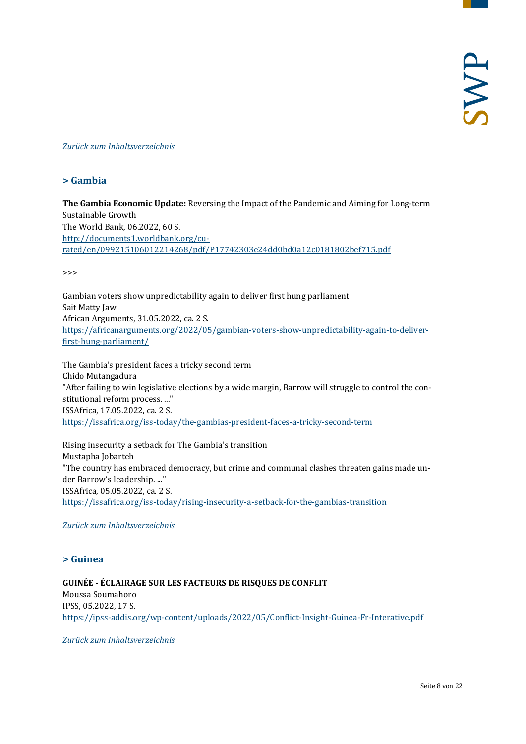*Zurück zum Inhaltsverzeichnis*

## > Gambia

**The Gambia Economic Update:** Reversing the Impact of the Pandemic and Aiming for Long-term Sustainable Growth
The World Bank, 06.2022, 60 S.
http://documents1.worldbank.org/curated/en/099215106012214268/pdf/P17742303e24dd0bd0a12c0181802bef715.pdf

>>>

Gambian voters show unpredictability again to deliver first hung parliament
Sait Matty Jaw
African Arguments, 31.05.2022, ca. 2 S.
https://africanarguments.org/2022/05/gambian-voters-show-unpredictability-again-to-deliver-first-hung-parliament/

The Gambia's president faces a tricky second term
Chido Mutangadura
"After failing to win legislative elections by a wide margin, Barrow will struggle to control the constitutional reform process. ..."
ISSAfrica, 17.05.2022, ca. 2 S.
https://issafrica.org/iss-today/the-gambias-president-faces-a-tricky-second-term

Rising insecurity a setback for The Gambia's transition
Mustapha Jobarteh
"The country has embraced democracy, but crime and communal clashes threaten gains made under Barrow's leadership. ..."
ISSAfrica, 05.05.2022, ca. 2 S.
https://issafrica.org/iss-today/rising-insecurity-a-setback-for-the-gambias-transition

*Zurück zum Inhaltsverzeichnis*

## > Guinea

**GUINÉE - ÉCLAIRAGE SUR LES FACTEURS DE RISQUES DE CONFLIT**
Moussa Soumahoro
IPSS, 05.2022, 17 S.
https://ipss-addis.org/wp-content/uploads/2022/05/Conflict-Insight-Guinea-Fr-Interative.pdf

*Zurück zum Inhaltsverzeichnis*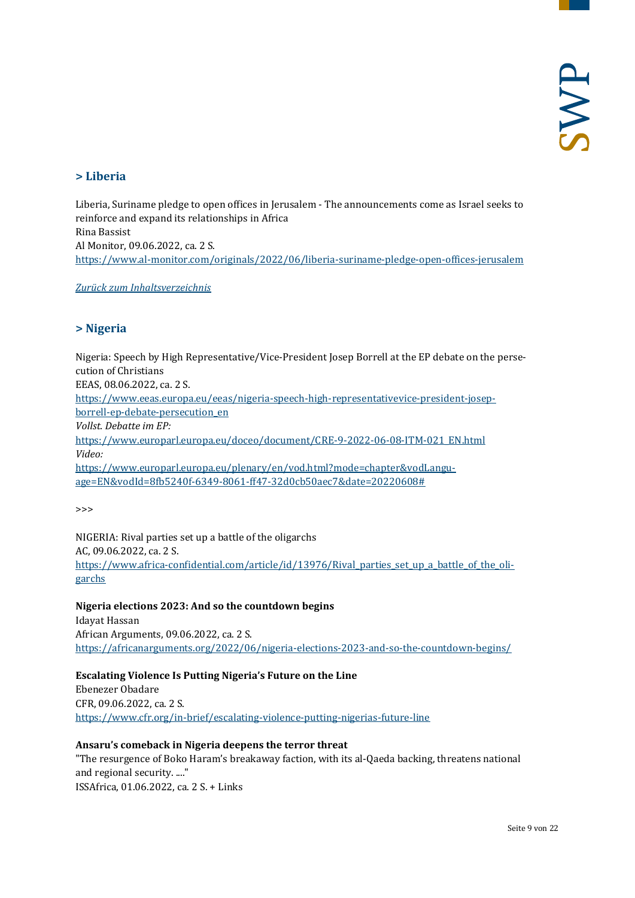## > Liberia

Liberia, Suriname pledge to open offices in Jerusalem - The announcements come as Israel seeks to reinforce and expand its relationships in Africa
Rina Bassist
Al Monitor, 09.06.2022, ca. 2 S.
https://www.al-monitor.com/originals/2022/06/liberia-suriname-pledge-open-offices-jerusalem

*Zurück zum Inhaltsverzeichnis*

## > Nigeria

Nigeria: Speech by High Representative/Vice-President Josep Borrell at the EP debate on the persecution of Christians
EEAS, 08.06.2022, ca. 2 S.
https://www.eeas.europa.eu/eeas/nigeria-speech-high-representativevice-president-josep-borrell-ep-debate-persecution_en
*Vollst. Debatte im EP:*
https://www.europarl.europa.eu/doceo/document/CRE-9-2022-06-08-ITM-021_EN.html
*Video:*
https://www.europarl.europa.eu/plenary/en/vod.html?mode=chapter&vodLanguage=EN&vodId=8fb5240f-6349-8061-ff47-32d0cb50aec7&date=20220608#

>>>

NIGERIA: Rival parties set up a battle of the oligarchs
AC, 09.06.2022, ca. 2 S.
https://www.africa-confidential.com/article/id/13976/Rival_parties_set_up_a_battle_of_the_oligarchs

**Nigeria elections 2023: And so the countdown begins**
Idayat Hassan
African Arguments, 09.06.2022, ca. 2 S.
https://africanarguments.org/2022/06/nigeria-elections-2023-and-so-the-countdown-begins/

**Escalating Violence Is Putting Nigeria's Future on the Line**
Ebenezer Obadare
CFR, 09.06.2022, ca. 2 S.
https://www.cfr.org/in-brief/escalating-violence-putting-nigerias-future-line

**Ansaru's comeback in Nigeria deepens the terror threat**
"The resurgence of Boko Haram's breakaway faction, with its al-Qaeda backing, threatens national and regional security. ...."
ISSAfrica, 01.06.2022, ca. 2 S. + Links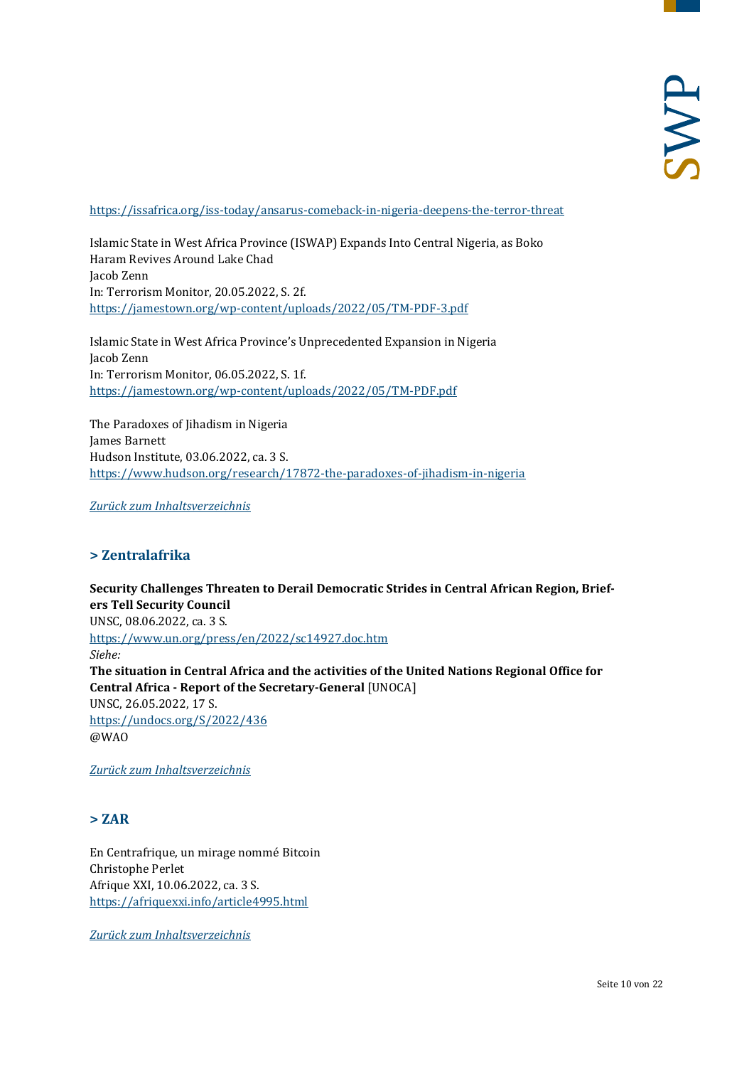https://issafrica.org/iss-today/ansarus-comeback-in-nigeria-deepens-the-terror-threat

Islamic State in West Africa Province (ISWAP) Expands Into Central Nigeria, as Boko Haram Revives Around Lake Chad
Jacob Zenn
In: Terrorism Monitor, 20.05.2022, S. 2f.
https://jamestown.org/wp-content/uploads/2022/05/TM-PDF-3.pdf

Islamic State in West Africa Province's Unprecedented Expansion in Nigeria
Jacob Zenn
In: Terrorism Monitor, 06.05.2022, S. 1f.
https://jamestown.org/wp-content/uploads/2022/05/TM-PDF.pdf

The Paradoxes of Jihadism in Nigeria
James Barnett
Hudson Institute, 03.06.2022, ca. 3 S.
https://www.hudson.org/research/17872-the-paradoxes-of-jihadism-in-nigeria

*Zurück zum Inhaltsverzeichnis*

## > Zentralafrika

**Security Challenges Threaten to Derail Democratic Strides in Central African Region, Briefers Tell Security Council**
UNSC, 08.06.2022, ca. 3 S.
https://www.un.org/press/en/2022/sc14927.doc.htm
*Siehe:*
**The situation in Central Africa and the activities of the United Nations Regional Office for Central Africa - Report of the Secretary-General** [UNOCA]
UNSC, 26.05.2022, 17 S.
https://undocs.org/S/2022/436
@WAO

*Zurück zum Inhaltsverzeichnis*

## > ZAR

En Centrafrique, un mirage nommé Bitcoin
Christophe Perlet
Afrique XXI, 10.06.2022, ca. 3 S.
https://afriquexxi.info/article4995.html

*Zurück zum Inhaltsverzeichnis*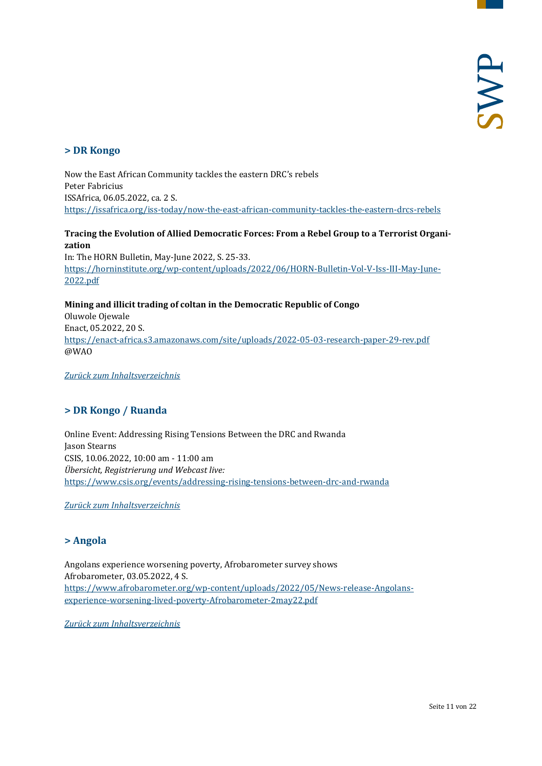## > DR Kongo

Now the East African Community tackles the eastern DRC's rebels
Peter Fabricius
ISSAfrica, 06.05.2022, ca. 2 S.
https://issafrica.org/iss-today/now-the-east-african-community-tackles-the-eastern-drcs-rebels

**Tracing the Evolution of Allied Democratic Forces: From a Rebel Group to a Terrorist Organization**
In: The HORN Bulletin, May-June 2022, S. 25-33.
https://horninstitute.org/wp-content/uploads/2022/06/HORN-Bulletin-Vol-V-Iss-III-May-June-2022.pdf

**Mining and illicit trading of coltan in the Democratic Republic of Congo**
Oluwole Ojewale
Enact, 05.2022, 20 S.
https://enact-africa.s3.amazonaws.com/site/uploads/2022-05-03-research-paper-29-rev.pdf
@WAO

*Zurück zum Inhaltsverzeichnis*

## > DR Kongo / Ruanda

Online Event: Addressing Rising Tensions Between the DRC and Rwanda
Jason Stearns
CSIS, 10.06.2022, 10:00 am - 11:00 am
*Übersicht, Registrierung und Webcast live:*
https://www.csis.org/events/addressing-rising-tensions-between-drc-and-rwanda

*Zurück zum Inhaltsverzeichnis*

## > Angola

Angolans experience worsening poverty, Afrobarometer survey shows
Afrobarometer, 03.05.2022, 4 S.
https://www.afrobarometer.org/wp-content/uploads/2022/05/News-release-Angolans-experience-worsening-lived-poverty-Afrobarometer-2may22.pdf

*Zurück zum Inhaltsverzeichnis*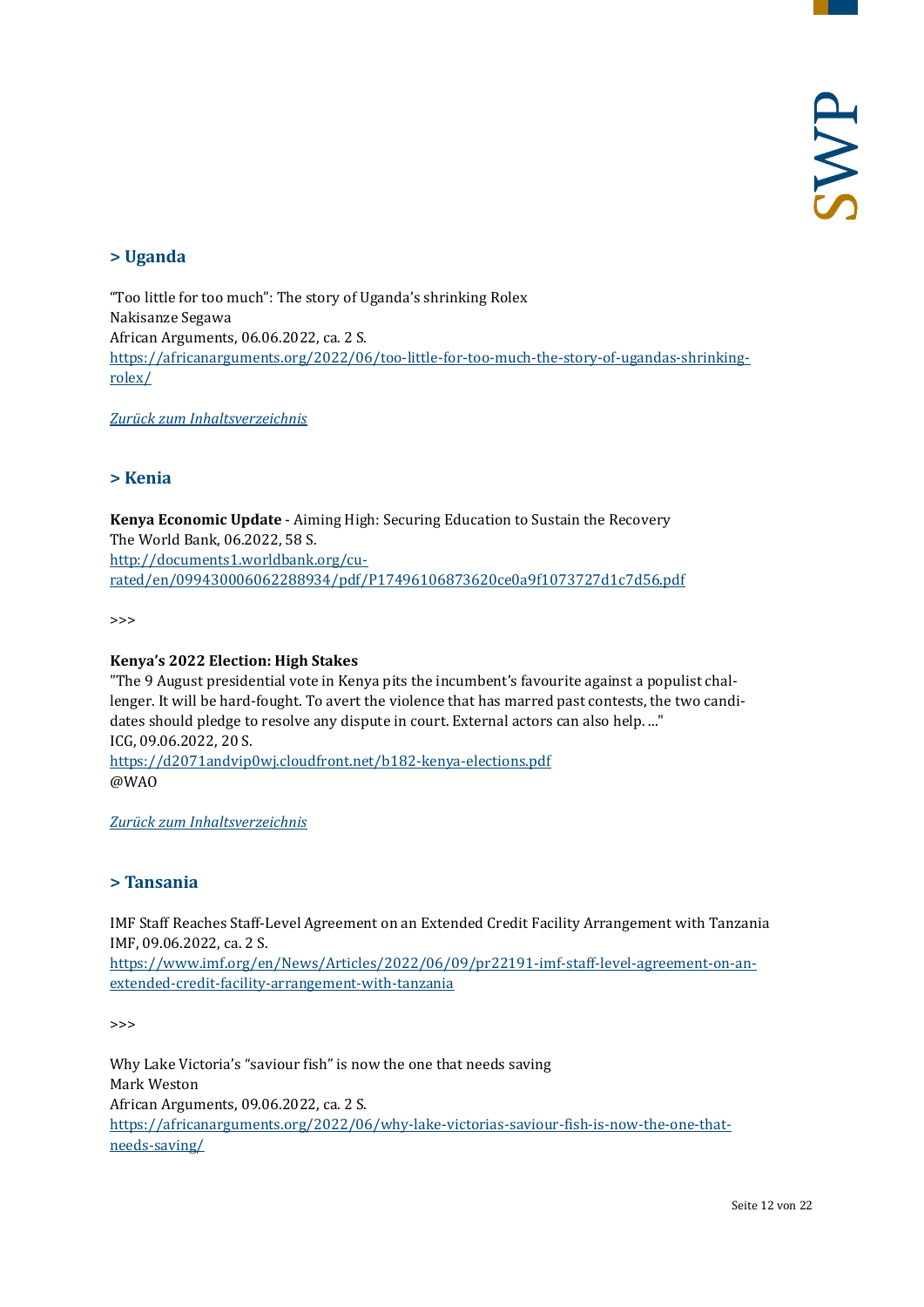## > Uganda

"Too little for too much": The story of Uganda's shrinking Rolex
Nakisanze Segawa
African Arguments, 06.06.2022, ca. 2 S.
[https://africanarguments.org/2022/06/too-little-for-too-much-the-story-of-ugandas-shrinking-rolex/](https://africanarguments.org/2022/06/too-little-for-too-much-the-story-of-ugandas-shrinking-rolex/)

*Zurück zum Inhaltsverzeichnis*

## > Kenia

**Kenya Economic Update** - Aiming High: Securing Education to Sustain the Recovery
The World Bank, 06.2022, 58 S.
[http://documents1.worldbank.org/curated/en/099430006062288934/pdf/P17496106873620ce0a9f1073727d1c7d56.pdf](http://documents1.worldbank.org/curated/en/099430006062288934/pdf/P17496106873620ce0a9f1073727d1c7d56.pdf)

>>>

**Kenya's 2022 Election: High Stakes**
"The 9 August presidential vote in Kenya pits the incumbent's favourite against a populist challenger. It will be hard-fought. To avert the violence that has marred past contests, the two candidates should pledge to resolve any dispute in court. External actors can also help. ..."
ICG, 09.06.2022, 20 S.
[https://d2071andvip0wj.cloudfront.net/b182-kenya-elections.pdf](https://d2071andvip0wj.cloudfront.net/b182-kenya-elections.pdf)
@WAO

*Zurück zum Inhaltsverzeichnis*

## > Tansania

IMF Staff Reaches Staff-Level Agreement on an Extended Credit Facility Arrangement with Tanzania
IMF, 09.06.2022, ca. 2 S.
[https://www.imf.org/en/News/Articles/2022/06/09/pr22191-imf-staff-level-agreement-on-an-extended-credit-facility-arrangement-with-tanzania](https://www.imf.org/en/News/Articles/2022/06/09/pr22191-imf-staff-level-agreement-on-an-extended-credit-facility-arrangement-with-tanzania)

>>>

Why Lake Victoria's "saviour fish" is now the one that needs saving
Mark Weston
African Arguments, 09.06.2022, ca. 2 S.
[https://africanarguments.org/2022/06/why-lake-victorias-saviour-fish-is-now-the-one-that-needs-saving/](https://africanarguments.org/2022/06/why-lake-victorias-saviour-fish-is-now-the-one-that-needs-saving/)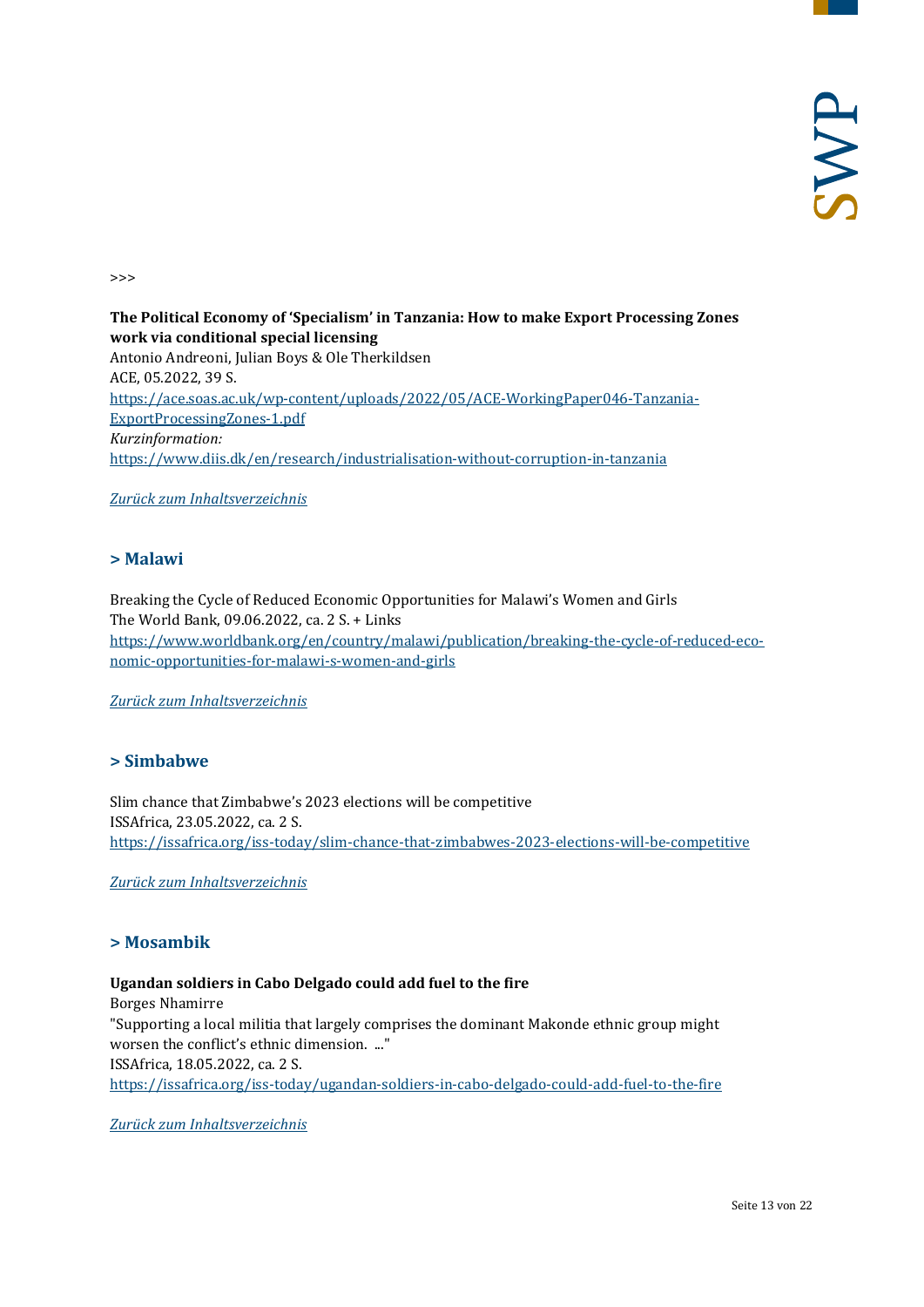>>>

**The Political Economy of 'Specialism' in Tanzania: How to make Export Processing Zones work via conditional special licensing**
Antonio Andreoni, Julian Boys & Ole Therkildsen
ACE, 05.2022, 39 S.
https://ace.soas.ac.uk/wp-content/uploads/2022/05/ACE-WorkingPaper046-Tanzania-ExportProcessingZones-1.pdf
*Kurzinformation:*
https://www.diis.dk/en/research/industrialisation-without-corruption-in-tanzania

*Zurück zum Inhaltsverzeichnis*

## > Malawi

Breaking the Cycle of Reduced Economic Opportunities for Malawi's Women and Girls
The World Bank, 09.06.2022, ca. 2 S. + Links
https://www.worldbank.org/en/country/malawi/publication/breaking-the-cycle-of-reduced-economic-opportunities-for-malawi-s-women-and-girls

*Zurück zum Inhaltsverzeichnis*

## > Simbabwe

Slim chance that Zimbabwe's 2023 elections will be competitive
ISSAfrica, 23.05.2022, ca. 2 S.
https://issafrica.org/iss-today/slim-chance-that-zimbabwes-2023-elections-will-be-competitive

*Zurück zum Inhaltsverzeichnis*

## > Mosambik

**Ugandan soldiers in Cabo Delgado could add fuel to the fire**
Borges Nhamirre
"Supporting a local militia that largely comprises the dominant Makonde ethnic group might worsen the conflict's ethnic dimension. ..."
ISSAfrica, 18.05.2022, ca. 2 S.
https://issafrica.org/iss-today/ugandan-soldiers-in-cabo-delgado-could-add-fuel-to-the-fire

*Zurück zum Inhaltsverzeichnis*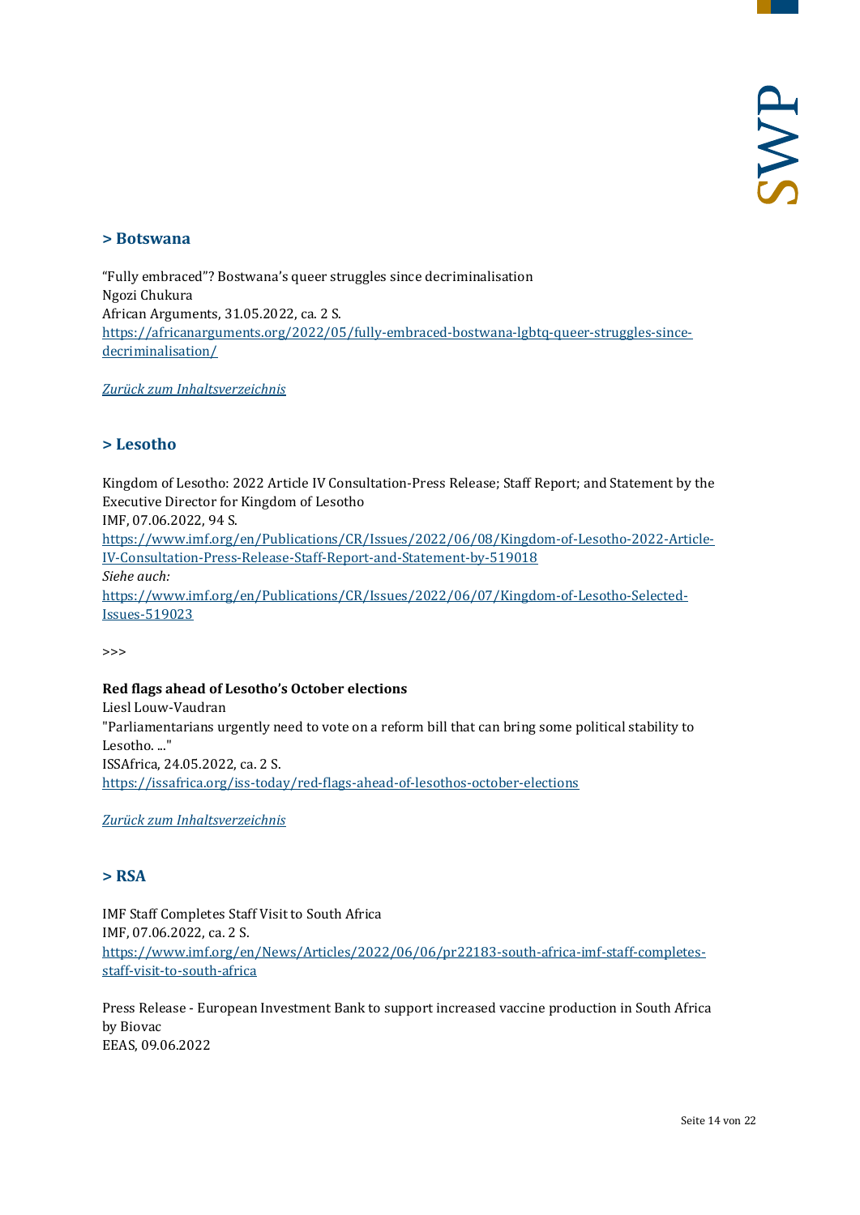## > Botswana

“Fully embraced”? Bostwana’s queer struggles since decriminalisation
Ngozi Chukura
African Arguments, 31.05.2022, ca. 2 S.
[https://africanarguments.org/2022/05/fully-embraced-bostwana-lgbtq-queer-struggles-since-decriminalisation/](https://africanarguments.org/2022/05/fully-embraced-bostwana-lgbtq-queer-struggles-since-decriminalisation/)

*[Zurück zum Inhaltsverzeichnis]()*

## > Lesotho

Kingdom of Lesotho: 2022 Article IV Consultation-Press Release; Staff Report; and Statement by the Executive Director for Kingdom of Lesotho
IMF, 07.06.2022, 94 S.
[https://www.imf.org/en/Publications/CR/Issues/2022/06/08/Kingdom-of-Lesotho-2022-Article-IV-Consultation-Press-Release-Staff-Report-and-Statement-by-519018](https://www.imf.org/en/Publications/CR/Issues/2022/06/08/Kingdom-of-Lesotho-2022-Article-IV-Consultation-Press-Release-Staff-Report-and-Statement-by-519018)
*Siehe auch:*
[https://www.imf.org/en/Publications/CR/Issues/2022/06/07/Kingdom-of-Lesotho-Selected-Issues-519023](https://www.imf.org/en/Publications/CR/Issues/2022/06/07/Kingdom-of-Lesotho-Selected-Issues-519023)

>>>

**Red flags ahead of Lesotho’s October elections**
Liesl Louw-Vaudran
"Parliamentarians urgently need to vote on a reform bill that can bring some political stability to Lesotho. ..."
ISSAfrica, 24.05.2022, ca. 2 S.
[https://issafrica.org/iss-today/red-flags-ahead-of-lesothos-october-elections](https://issafrica.org/iss-today/red-flags-ahead-of-lesothos-october-elections)

*[Zurück zum Inhaltsverzeichnis]()*

## > RSA

IMF Staff Completes Staff Visit to South Africa
IMF, 07.06.2022, ca. 2 S.
[https://www.imf.org/en/News/Articles/2022/06/06/pr22183-south-africa-imf-staff-completes-staff-visit-to-south-africa](https://www.imf.org/en/News/Articles/2022/06/06/pr22183-south-africa-imf-staff-completes-staff-visit-to-south-africa)

Press Release - European Investment Bank to support increased vaccine production in South Africa by Biovac
EEAS, 09.06.2022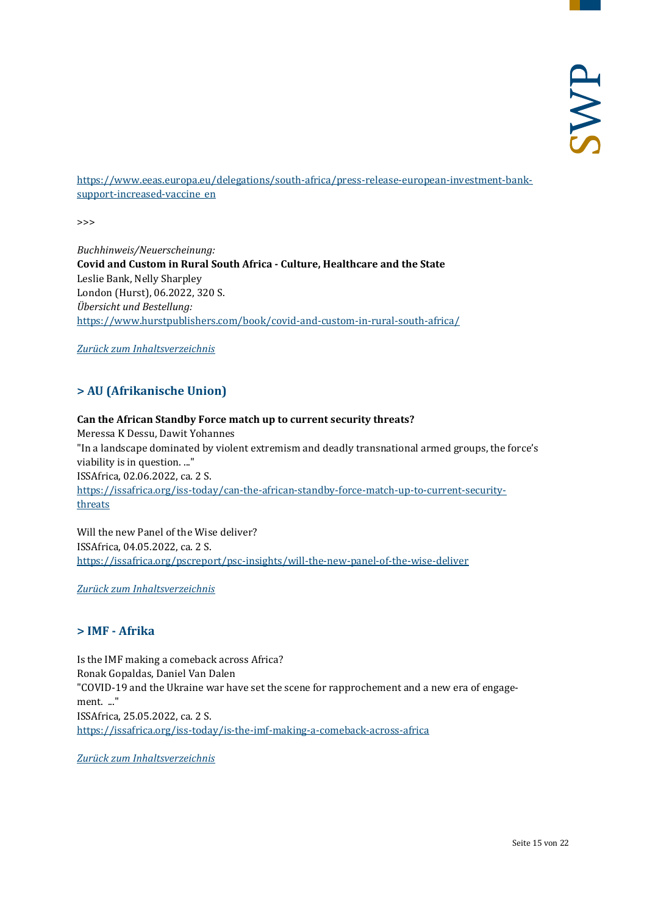[https://www.eeas.europa.eu/delegations/south-africa/press-release-european-investment-bank-support-increased-vaccine_en](https://www.eeas.europa.eu/delegations/south-africa/press-release-european-investment-bank-support-increased-vaccine_en)

>>>

*Buchhinweis/Neuerscheinung:*
**Covid and Custom in Rural South Africa - Culture, Healthcare and the State**
Leslie Bank, Nelly Sharpley
London (Hurst), 06.2022, 320 S.
*Übersicht und Bestellung:*
[https://www.hurstpublishers.com/book/covid-and-custom-in-rural-south-africa/](https://www.hurstpublishers.com/book/covid-and-custom-in-rural-south-africa/)

*Zurück zum Inhaltsverzeichnis*

## > AU (Afrikanische Union)

**Can the African Standby Force match up to current security threats?**
Meressa K Dessu, Dawit Yohannes
"In a landscape dominated by violent extremism and deadly transnational armed groups, the force's viability is in question. ..."
ISSAfrica, 02.06.2022, ca. 2 S.
[https://issafrica.org/iss-today/can-the-african-standby-force-match-up-to-current-security-threats](https://issafrica.org/iss-today/can-the-african-standby-force-match-up-to-current-security-threats)

Will the new Panel of the Wise deliver?
ISSAfrica, 04.05.2022, ca. 2 S.
[https://issafrica.org/pscreport/psc-insights/will-the-new-panel-of-the-wise-deliver](https://issafrica.org/pscreport/psc-insights/will-the-new-panel-of-the-wise-deliver)

*Zurück zum Inhaltsverzeichnis*

## > IMF - Afrika

Is the IMF making a comeback across Africa?
Ronak Gopaldas, Daniel Van Dalen
"COVID-19 and the Ukraine war have set the scene for rapprochement and a new era of engagement. ..."
ISSAfrica, 25.05.2022, ca. 2 S.
[https://issafrica.org/iss-today/is-the-imf-making-a-comeback-across-africa](https://issafrica.org/iss-today/is-the-imf-making-a-comeback-across-africa)

*Zurück zum Inhaltsverzeichnis*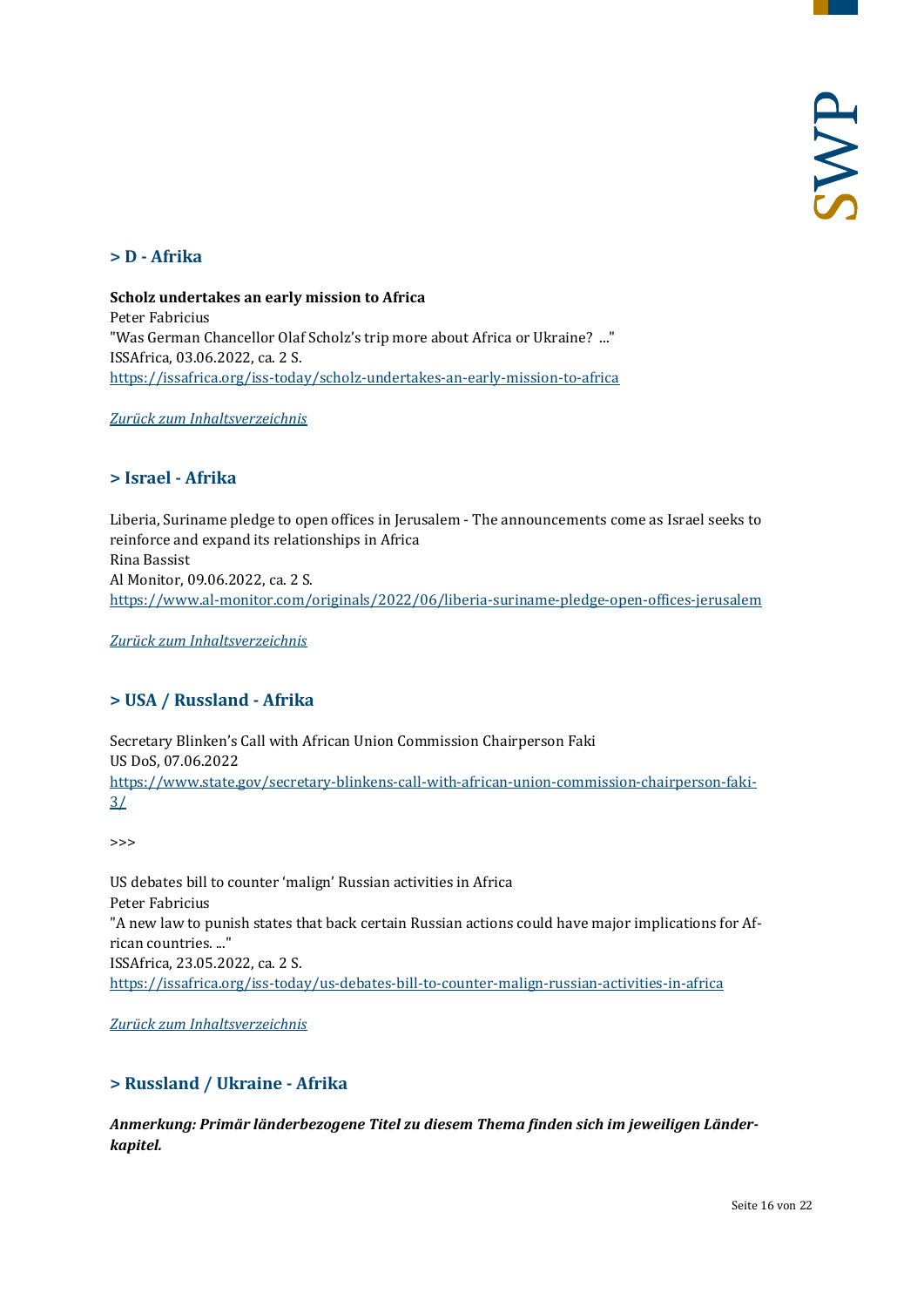## > D - Afrika

**Scholz undertakes an early mission to Africa**
Peter Fabricius
"Was German Chancellor Olaf Scholz's trip more about Africa or Ukraine? ..."
ISSAfrica, 03.06.2022, ca. 2 S.
https://issafrica.org/iss-today/scholz-undertakes-an-early-mission-to-africa

*Zurück zum Inhaltsverzeichnis*

## > Israel - Afrika

Liberia, Suriname pledge to open offices in Jerusalem - The announcements come as Israel seeks to reinforce and expand its relationships in Africa
Rina Bassist
Al Monitor, 09.06.2022, ca. 2 S.
https://www.al-monitor.com/originals/2022/06/liberia-suriname-pledge-open-offices-jerusalem

*Zurück zum Inhaltsverzeichnis*

## > USA / Russland - Afrika

Secretary Blinken's Call with African Union Commission Chairperson Faki
US DoS, 07.06.2022
https://www.state.gov/secretary-blinkens-call-with-african-union-commission-chairperson-faki-3/

>>>

US debates bill to counter 'malign' Russian activities in Africa
Peter Fabricius
"A new law to punish states that back certain Russian actions could have major implications for African countries. ..."
ISSAfrica, 23.05.2022, ca. 2 S.
https://issafrica.org/iss-today/us-debates-bill-to-counter-malign-russian-activities-in-africa

*Zurück zum Inhaltsverzeichnis*

## > Russland / Ukraine - Afrika

***Anmerkung: Primär länderbezogene Titel zu diesem Thema finden sich im jeweiligen Länderkapitel.***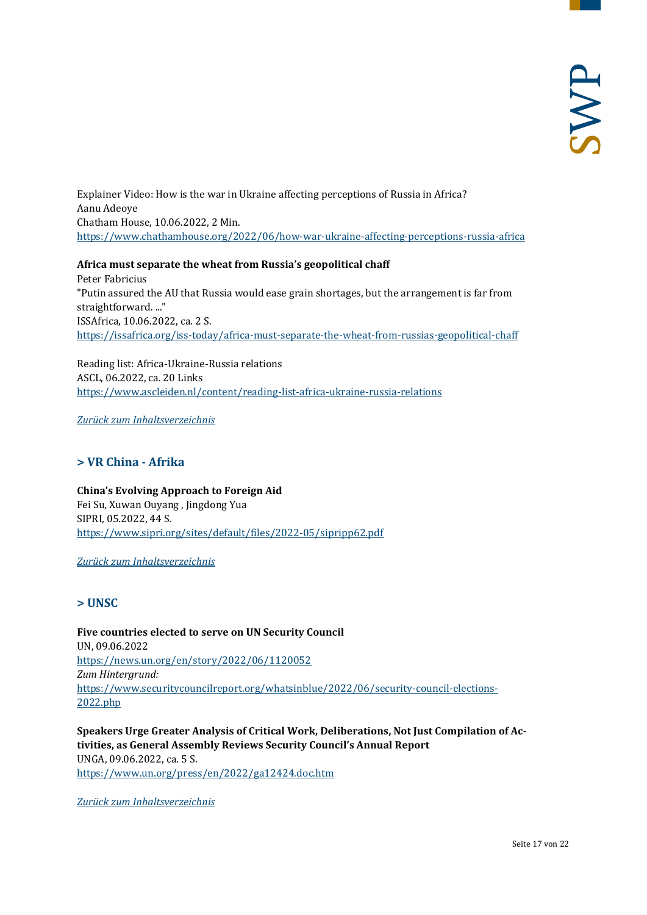Explainer Video: How is the war in Ukraine affecting perceptions of Russia in Africa?
Aanu Adeoye
Chatham House, 10.06.2022, 2 Min.
https://www.chathamhouse.org/2022/06/how-war-ukraine-affecting-perceptions-russia-africa

**Africa must separate the wheat from Russia's geopolitical chaff**
Peter Fabricius
"Putin assured the AU that Russia would ease grain shortages, but the arrangement is far from straightforward. ..."
ISSAfrica, 10.06.2022, ca. 2 S.
https://issafrica.org/iss-today/africa-must-separate-the-wheat-from-russias-geopolitical-chaff

Reading list: Africa-Ukraine-Russia relations
ASCL, 06.2022, ca. 20 Links
https://www.ascleiden.nl/content/reading-list-africa-ukraine-russia-relations

*Zurück zum Inhaltsverzeichnis*

## > VR China - Afrika

**China's Evolving Approach to Foreign Aid**
Fei Su, Xuwan Ouyang , Jingdong Yua
SIPRI, 05.2022, 44 S.
https://www.sipri.org/sites/default/files/2022-05/sipripp62.pdf

*Zurück zum Inhaltsverzeichnis*

## > UNSC

**Five countries elected to serve on UN Security Council**
UN, 09.06.2022
https://news.un.org/en/story/2022/06/1120052
*Zum Hintergrund:*
https://www.securitycouncilreport.org/whatsinblue/2022/06/security-council-elections-2022.php

**Speakers Urge Greater Analysis of Critical Work, Deliberations, Not Just Compilation of Activities, as General Assembly Reviews Security Council's Annual Report**
UNGA, 09.06.2022, ca. 5 S.
https://www.un.org/press/en/2022/ga12424.doc.htm

*Zurück zum Inhaltsverzeichnis*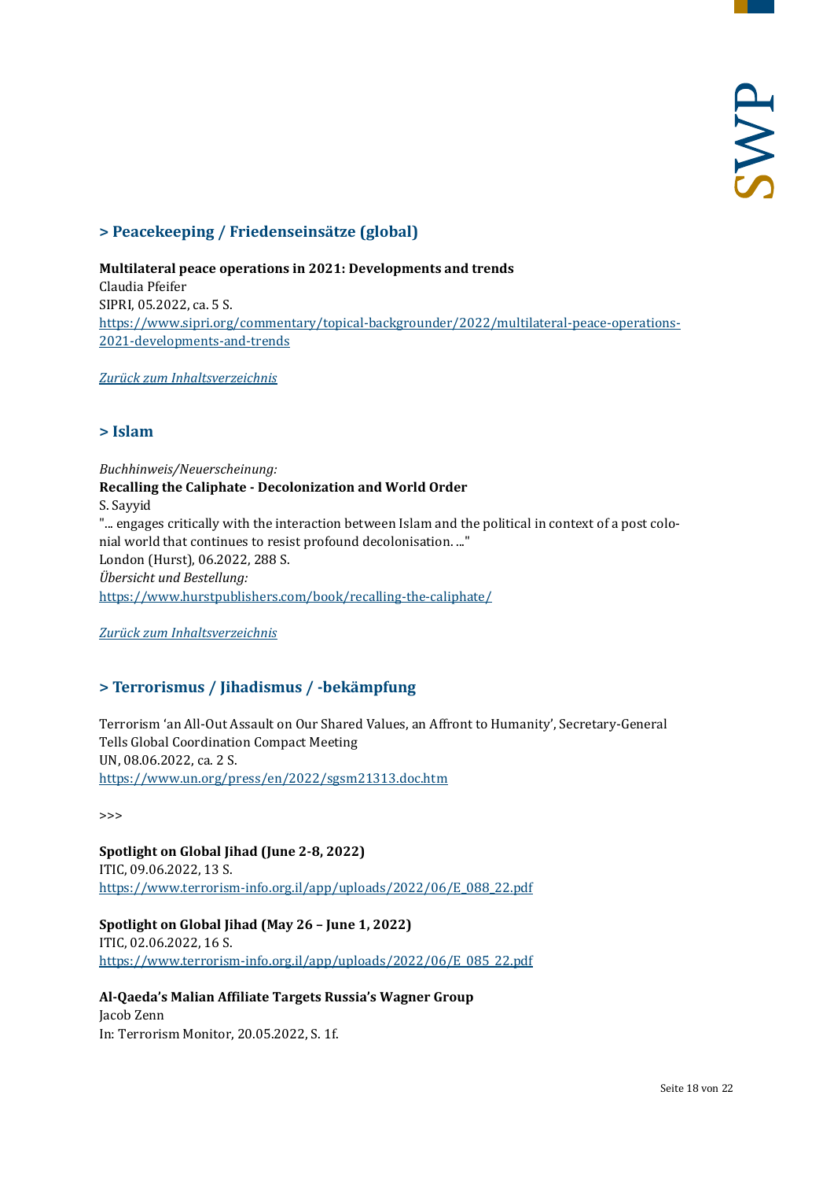## > Peacekeeping / Friedenseinsätze (global)

**Multilateral peace operations in 2021: Developments and trends**
Claudia Pfeifer
SIPRI, 05.2022, ca. 5 S.
[https://www.sipri.org/commentary/topical-backgrounder/2022/multilateral-peace-operations-2021-developments-and-trends](https://www.sipri.org/commentary/topical-backgrounder/2022/multilateral-peace-operations-2021-developments-and-trends)

*Zurück zum Inhaltsverzeichnis*

## > Islam

*Buchhinweis/Neuerscheinung:*
**Recalling the Caliphate - Decolonization and World Order**
S. Sayyid
"... engages critically with the interaction between Islam and the political in context of a post colonial world that continues to resist profound decolonisation. ..."
London (Hurst), 06.2022, 288 S.
*Übersicht und Bestellung:*
[https://www.hurstpublishers.com/book/recalling-the-caliphate/](https://www.hurstpublishers.com/book/recalling-the-caliphate/)

*Zurück zum Inhaltsverzeichnis*

## > Terrorismus / Jihadismus / -bekämpfung

Terrorism 'an All-Out Assault on Our Shared Values, an Affront to Humanity', Secretary-General Tells Global Coordination Compact Meeting
UN, 08.06.2022, ca. 2 S.
[https://www.un.org/press/en/2022/sgsm21313.doc.htm](https://www.un.org/press/en/2022/sgsm21313.doc.htm)

>>>

**Spotlight on Global Jihad (June 2-8, 2022)**
ITIC, 09.06.2022, 13 S.
[https://www.terrorism-info.org.il/app/uploads/2022/06/E_088_22.pdf](https://www.terrorism-info.org.il/app/uploads/2022/06/E_088_22.pdf)

**Spotlight on Global Jihad (May 26 – June 1, 2022)**
ITIC, 02.06.2022, 16 S.
[https://www.terrorism-info.org.il/app/uploads/2022/06/E_085_22.pdf](https://www.terrorism-info.org.il/app/uploads/2022/06/E_085_22.pdf)

**Al-Qaeda's Malian Affiliate Targets Russia's Wagner Group**
Jacob Zenn
In: Terrorism Monitor, 20.05.2022, S. 1f.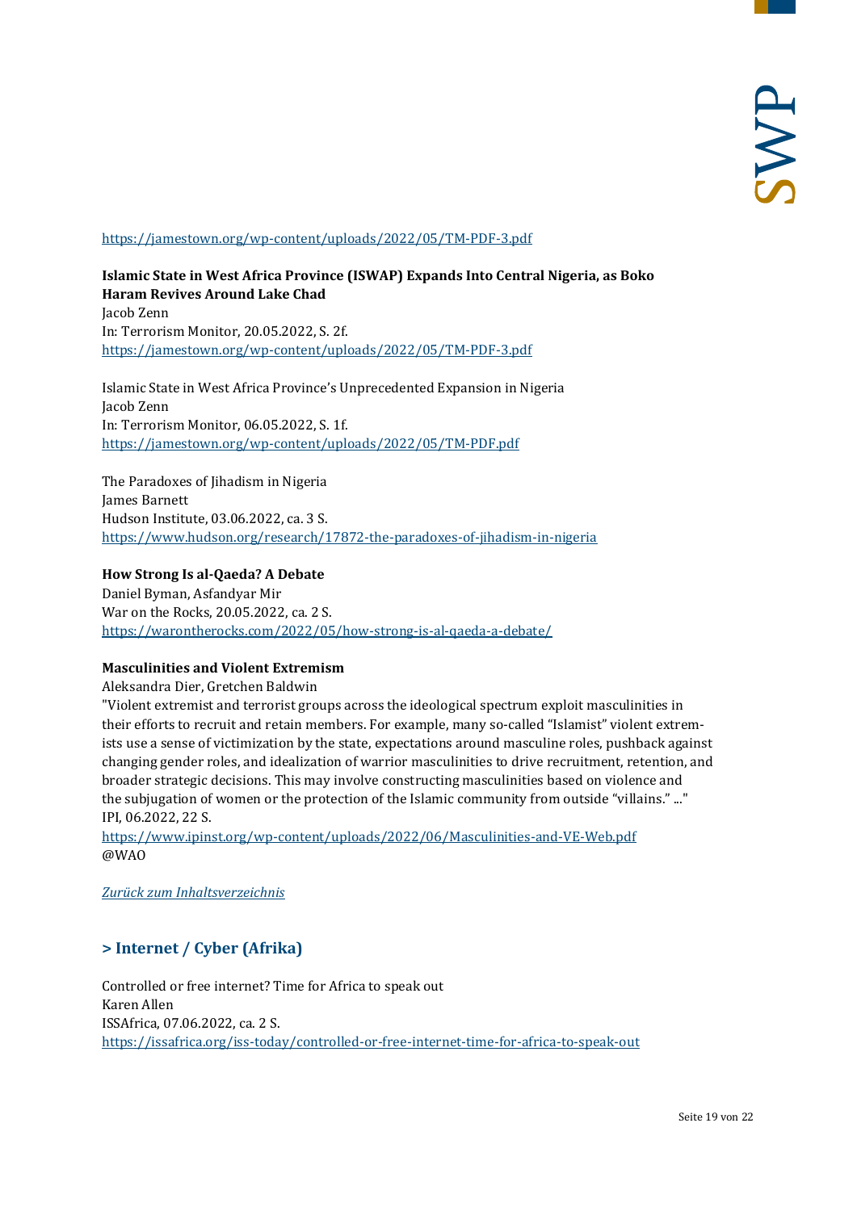https://jamestown.org/wp-content/uploads/2022/05/TM-PDF-3.pdf

**Islamic State in West Africa Province (ISWAP) Expands Into Central Nigeria, as Boko Haram Revives Around Lake Chad**
Jacob Zenn
In: Terrorism Monitor, 20.05.2022, S. 2f.
https://jamestown.org/wp-content/uploads/2022/05/TM-PDF-3.pdf

Islamic State in West Africa Province's Unprecedented Expansion in Nigeria
Jacob Zenn
In: Terrorism Monitor, 06.05.2022, S. 1f.
https://jamestown.org/wp-content/uploads/2022/05/TM-PDF.pdf

The Paradoxes of Jihadism in Nigeria
James Barnett
Hudson Institute, 03.06.2022, ca. 3 S.
https://www.hudson.org/research/17872-the-paradoxes-of-jihadism-in-nigeria

**How Strong Is al-Qaeda? A Debate**
Daniel Byman, Asfandyar Mir
War on the Rocks, 20.05.2022, ca. 2 S.
https://warontherocks.com/2022/05/how-strong-is-al-qaeda-a-debate/

**Masculinities and Violent Extremism**
Aleksandra Dier, Gretchen Baldwin
"Violent extremist and terrorist groups across the ideological spectrum exploit masculinities in their efforts to recruit and retain members. For example, many so-called "Islamist" violent extremists use a sense of victimization by the state, expectations around masculine roles, pushback against changing gender roles, and idealization of warrior masculinities to drive recruitment, retention, and broader strategic decisions. This may involve constructing masculinities based on violence and the subjugation of women or the protection of the Islamic community from outside "villains." ..."
IPI, 06.2022, 22 S.
https://www.ipinst.org/wp-content/uploads/2022/06/Masculinities-and-VE-Web.pdf
@WAO

*Zurück zum Inhaltsverzeichnis*

## > Internet / Cyber (Afrika)

Controlled or free internet? Time for Africa to speak out
Karen Allen
ISSAfrica, 07.06.2022, ca. 2 S.
https://issafrica.org/iss-today/controlled-or-free-internet-time-for-africa-to-speak-out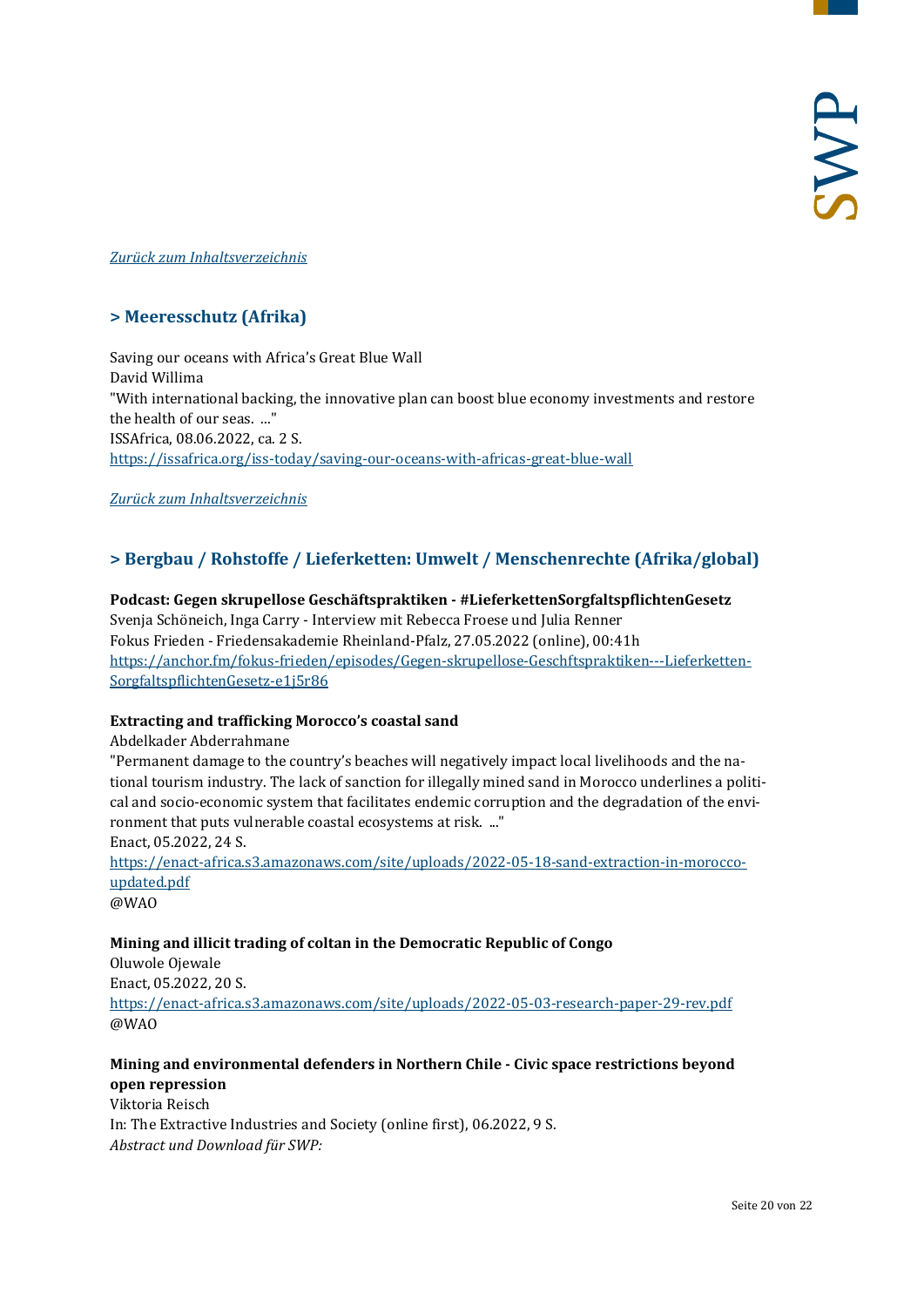[Zurück zum Inhaltsverzeichnis]

## > Meeresschutz (Afrika)

Saving our oceans with Africa's Great Blue Wall
David Willima
"With international backing, the innovative plan can boost blue economy investments and restore the health of our seas. ..."
ISSAfrica, 08.06.2022, ca. 2 S.
https://issafrica.org/iss-today/saving-our-oceans-with-africas-great-blue-wall

[Zurück zum Inhaltsverzeichnis]

## > Bergbau / Rohstoffe / Lieferketten: Umwelt / Menschenrechte (Afrika/global)

**Podcast: Gegen skrupellose Geschäftspraktiken - #LieferkettenSorgfaltspflichtenGesetz**
Svenja Schöneich, Inga Carry - Interview mit Rebecca Froese und Julia Renner
Fokus Frieden - Friedensakademie Rheinland-Pfalz, 27.05.2022 (online), 00:41h
https://anchor.fm/fokus-frieden/episodes/Gegen-skrupellose-Geschftspraktiken---Lieferketten-SorgfaltspflichtenGesetz-e1j5r86

**Extracting and trafficking Morocco's coastal sand**
Abdelkader Abderrahmane
"Permanent damage to the country's beaches will negatively impact local livelihoods and the national tourism industry. The lack of sanction for illegally mined sand in Morocco underlines a political and socio-economic system that facilitates endemic corruption and the degradation of the environment that puts vulnerable coastal ecosystems at risk. ..."
Enact, 05.2022, 24 S.
https://enact-africa.s3.amazonaws.com/site/uploads/2022-05-18-sand-extraction-in-morocco-updated.pdf
@WAO

**Mining and illicit trading of coltan in the Democratic Republic of Congo**
Oluwole Ojewale
Enact, 05.2022, 20 S.
https://enact-africa.s3.amazonaws.com/site/uploads/2022-05-03-research-paper-29-rev.pdf
@WAO

**Mining and environmental defenders in Northern Chile - Civic space restrictions beyond open repression**
Viktoria Reisch
In: The Extractive Industries and Society (online first), 06.2022, 9 S.
*Abstract und Download für SWP:*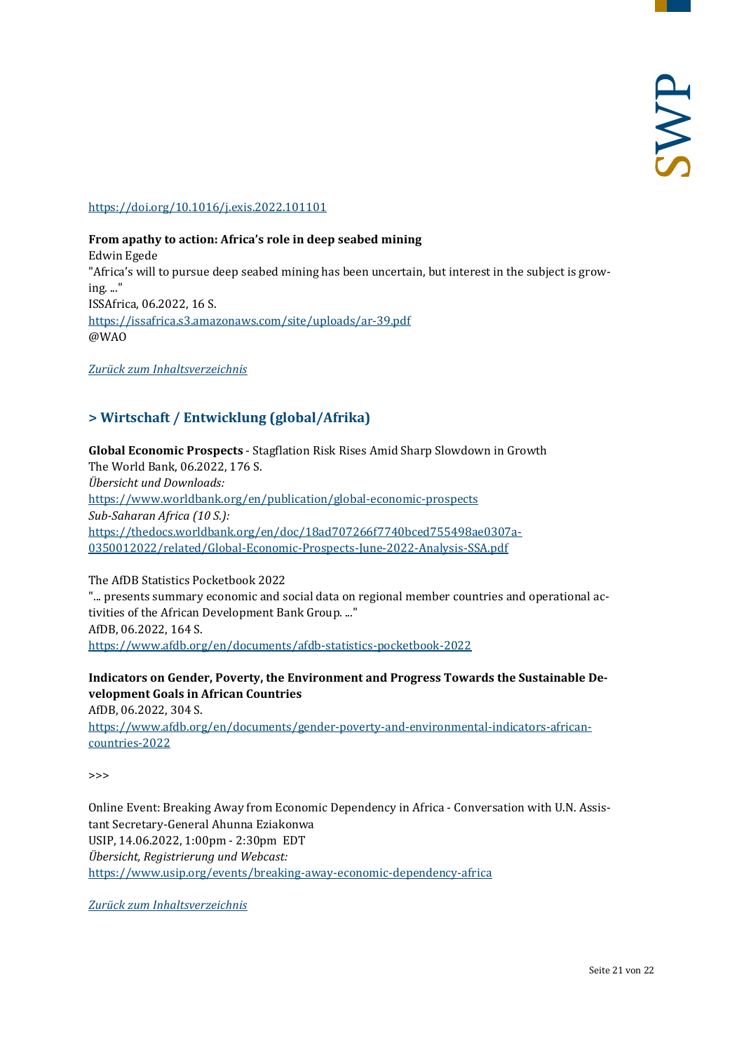https://doi.org/10.1016/j.exis.2022.101101

**From apathy to action: Africa's role in deep seabed mining**
Edwin Egede
"Africa's will to pursue deep seabed mining has been uncertain, but interest in the subject is growing. ..."
ISSAfrica, 06.2022, 16 S.
https://issafrica.s3.amazonaws.com/site/uploads/ar-39.pdf
@WAO

*Zurück zum Inhaltsverzeichnis*

## > Wirtschaft / Entwicklung (global/Afrika)

**Global Economic Prospects** - Stagflation Risk Rises Amid Sharp Slowdown in Growth
The World Bank, 06.2022, 176 S.
*Übersicht und Downloads:*
https://www.worldbank.org/en/publication/global-economic-prospects
*Sub-Saharan Africa (10 S.):*
https://thedocs.worldbank.org/en/doc/18ad707266f7740bced755498ae0307a-0350012022/related/Global-Economic-Prospects-June-2022-Analysis-SSA.pdf

The AfDB Statistics Pocketbook 2022
"... presents summary economic and social data on regional member countries and operational activities of the African Development Bank Group. ..."
AfDB, 06.2022, 164 S.
https://www.afdb.org/en/documents/afdb-statistics-pocketbook-2022

**Indicators on Gender, Poverty, the Environment and Progress Towards the Sustainable Development Goals in African Countries**
AfDB, 06.2022, 304 S.
https://www.afdb.org/en/documents/gender-poverty-and-environmental-indicators-african-countries-2022

>>>

Online Event: Breaking Away from Economic Dependency in Africa - Conversation with U.N. Assistant Secretary-General Ahunna Eziakonwa
USIP, 14.06.2022, 1:00pm - 2:30pm EDT
*Übersicht, Registrierung und Webcast:*
https://www.usip.org/events/breaking-away-economic-dependency-africa

*Zurück zum Inhaltsverzeichnis*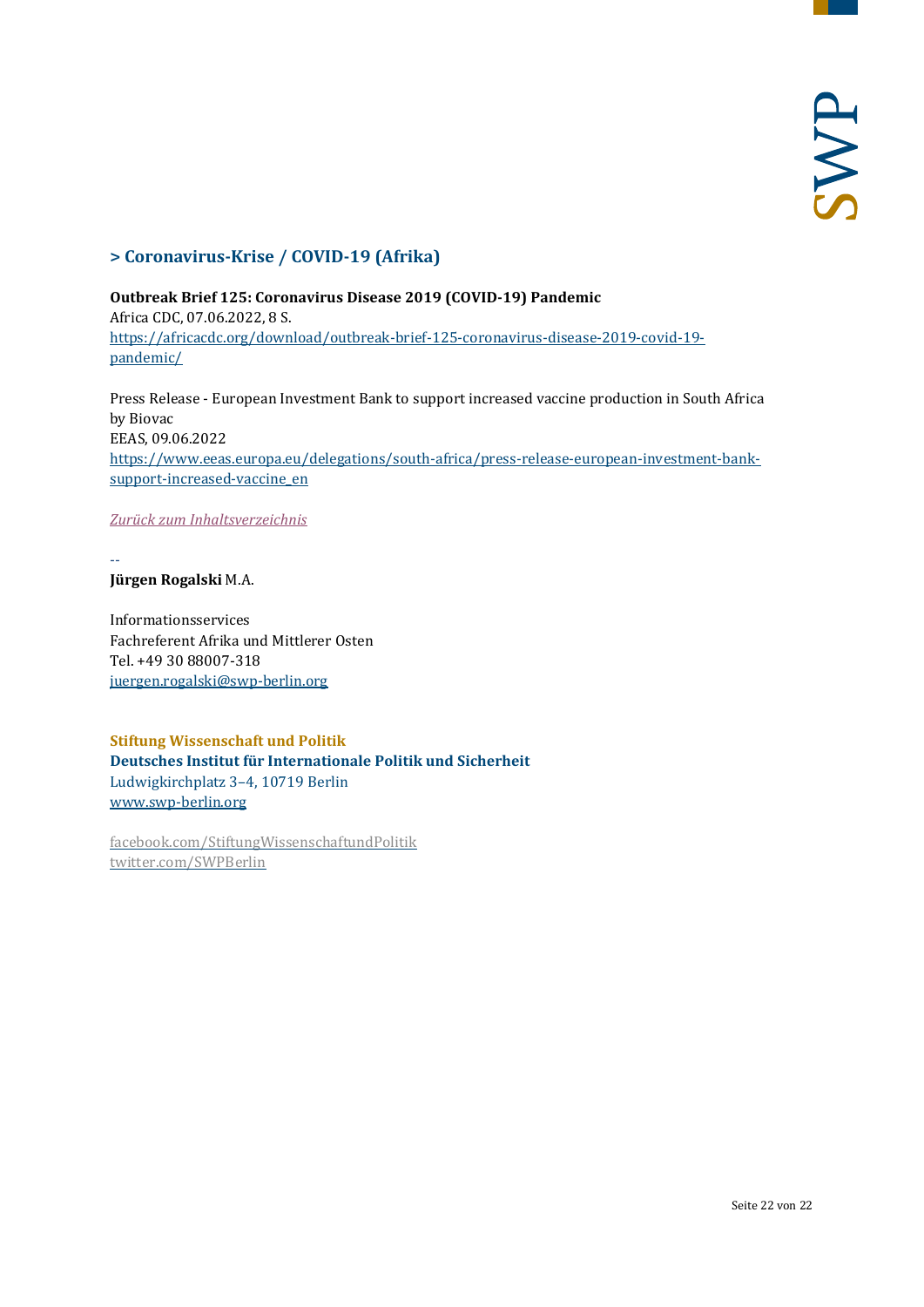## > Coronavirus-Krise / COVID-19 (Afrika)

**Outbreak Brief 125: Coronavirus Disease 2019 (COVID-19) Pandemic**
Africa CDC, 07.06.2022, 8 S.
https://africacdc.org/download/outbreak-brief-125-coronavirus-disease-2019-covid-19-pandemic/

Press Release - European Investment Bank to support increased vaccine production in South Africa by Biovac
EEAS, 09.06.2022
https://www.eeas.europa.eu/delegations/south-africa/press-release-european-investment-bank-support-increased-vaccine_en

*Zurück zum Inhaltsverzeichnis*

--
**Jürgen Rogalski** M.A.

Informationsservices
Fachreferent Afrika und Mittlerer Osten
Tel. +49 30 88007-318
juergen.rogalski@swp-berlin.org

**Stiftung Wissenschaft und Politik**
**Deutsches Institut für Internationale Politik und Sicherheit**
Ludwigkirchplatz 3–4, 10719 Berlin
www.swp-berlin.org

facebook.com/StiftungWissenschaftundPolitik
twitter.com/SWPBerlin